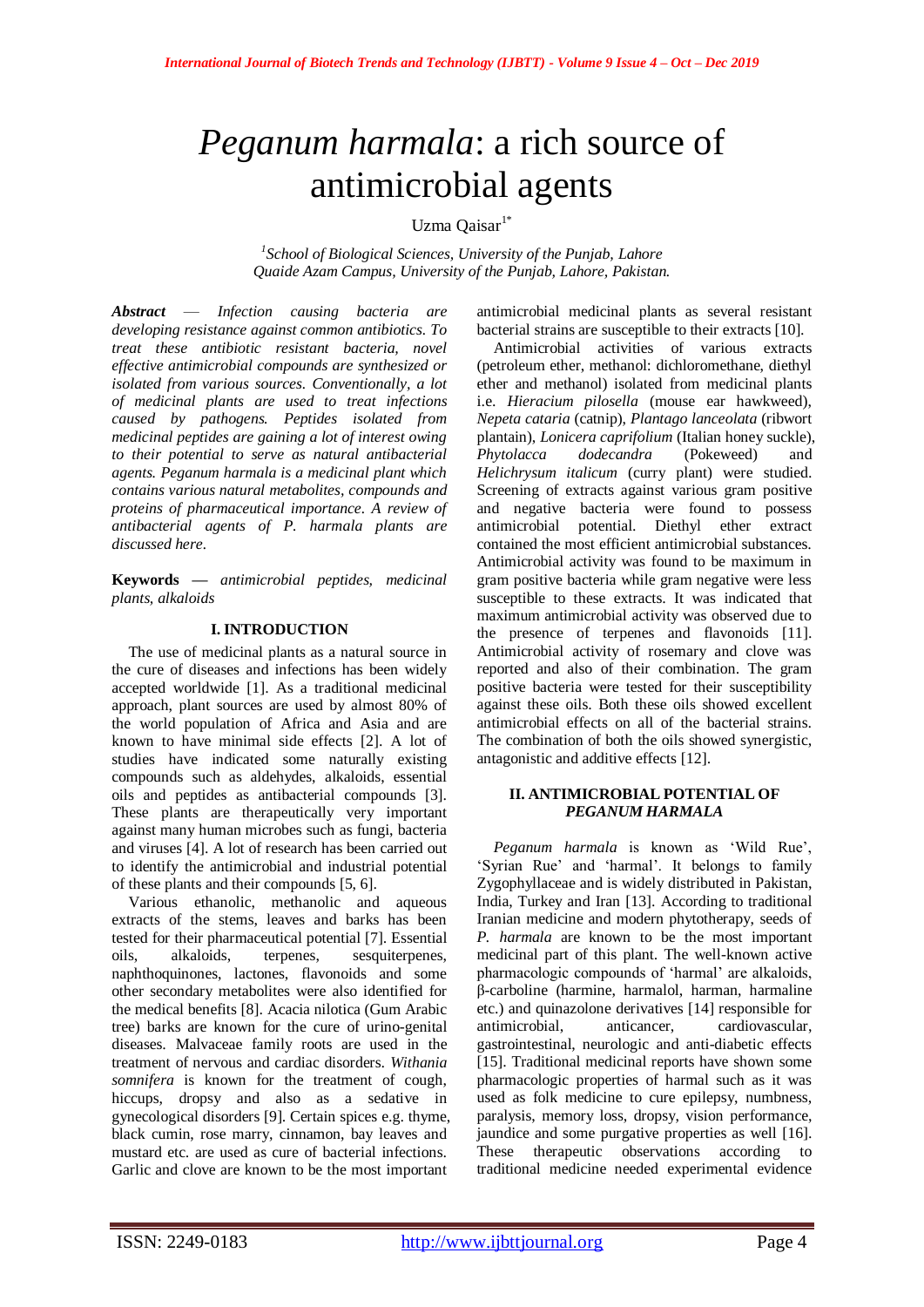# *Peganum harmala*: a rich source of antimicrobial agents

Uzma Qaisar[1*]

[1]*School of Biological Sciences, University of the Punjab, Lahore Quaide Azam Campus, University of the Punjab, Lahore, Pakistan.*

***Abstract*** — *Infection causing bacteria are developing resistance against common antibiotics. To treat these antibiotic resistant bacteria, novel effective antimicrobial compounds are synthesized or isolated from various sources. Conventionally, a lot of medicinal plants are used to treat infections caused by pathogens. Peptides isolated from medicinal peptides are gaining a lot of interest owing to their potential to serve as natural antibacterial agents. Peganum harmala is a medicinal plant which contains various natural metabolites, compounds and proteins of pharmaceutical importance. A review of antibacterial agents of P. harmala plants are discussed here.*

**Keywords —** *antimicrobial peptides, medicinal plants, alkaloids*

## I. INTRODUCTION

The use of medicinal plants as a natural source in the cure of diseases and infections has been widely accepted worldwide [1]. As a traditional medicinal approach, plant sources are used by almost 80% of the world population of Africa and Asia and are known to have minimal side effects [2]. A lot of studies have indicated some naturally existing compounds such as aldehydes, alkaloids, essential oils and peptides as antibacterial compounds [3]. These plants are therapeutically very important against many human microbes such as fungi, bacteria and viruses [4]. A lot of research has been carried out to identify the antimicrobial and industrial potential of these plants and their compounds [5, 6].

Various ethanolic, methanolic and aqueous extracts of the stems, leaves and barks has been tested for their pharmaceutical potential [7]. Essential oils, alkaloids, terpenes, sesquiterpenes, naphthoquinones, lactones, flavonoids and some other secondary metabolites were also identified for the medical benefits [8]. Acacia nilotica (Gum Arabic tree) barks are known for the cure of urino-genital diseases. Malvaceae family roots are used in the treatment of nervous and cardiac disorders. *Withania somnifera* is known for the treatment of cough, hiccups, dropsy and also as a sedative in gynecological disorders [9]. Certain spices e.g. thyme, black cumin, rose marry, cinnamon, bay leaves and mustard etc. are used as cure of bacterial infections. Garlic and clove are known to be the most important antimicrobial medicinal plants as several resistant bacterial strains are susceptible to their extracts [10].

Antimicrobial activities of various extracts (petroleum ether, methanol: dichloromethane, diethyl ether and methanol) isolated from medicinal plants i.e. *Hieracium pilosella* (mouse ear hawkweed), *Nepeta cataria* (catnip), *Plantago lanceolata* (ribwort plantain), *Lonicera caprifolium* (Italian honey suckle), *Phytolacca dodecandra* (Pokeweed) and *Helichrysum italicum* (curry plant) were studied. Screening of extracts against various gram positive and negative bacteria were found to possess antimicrobial potential. Diethyl ether extract contained the most efficient antimicrobial substances. Antimicrobial activity was found to be maximum in gram positive bacteria while gram negative were less susceptible to these extracts. It was indicated that maximum antimicrobial activity was observed due to the presence of terpenes and flavonoids [11]. Antimicrobial activity of rosemary and clove was reported and also of their combination. The gram positive bacteria were tested for their susceptibility against these oils. Both these oils showed excellent antimicrobial effects on all of the bacterial strains. The combination of both the oils showed synergistic, antagonistic and additive effects [12].

## II. ANTIMICROBIAL POTENTIAL OF *PEGANUM HARMALA*

*Peganum harmala* is known as 'Wild Rue', 'Syrian Rue' and 'harmal'. It belongs to family Zygophyllaceae and is widely distributed in Pakistan, India, Turkey and Iran [13]. According to traditional Iranian medicine and modern phytotherapy, seeds of *P. harmala* are known to be the most important medicinal part of this plant. The well-known active pharmacologic compounds of 'harmal' are alkaloids, β-carboline (harmine, harmalol, harman, harmaline etc.) and quinazolone derivatives [14] responsible for antimicrobial, anticancer, cardiovascular, gastrointestinal, neurologic and anti-diabetic effects [15]. Traditional medicinal reports have shown some pharmacologic properties of harmal such as it was used as folk medicine to cure epilepsy, numbness, paralysis, memory loss, dropsy, vision performance, jaundice and some purgative properties as well [16]. These therapeutic observations according to traditional medicine needed experimental evidence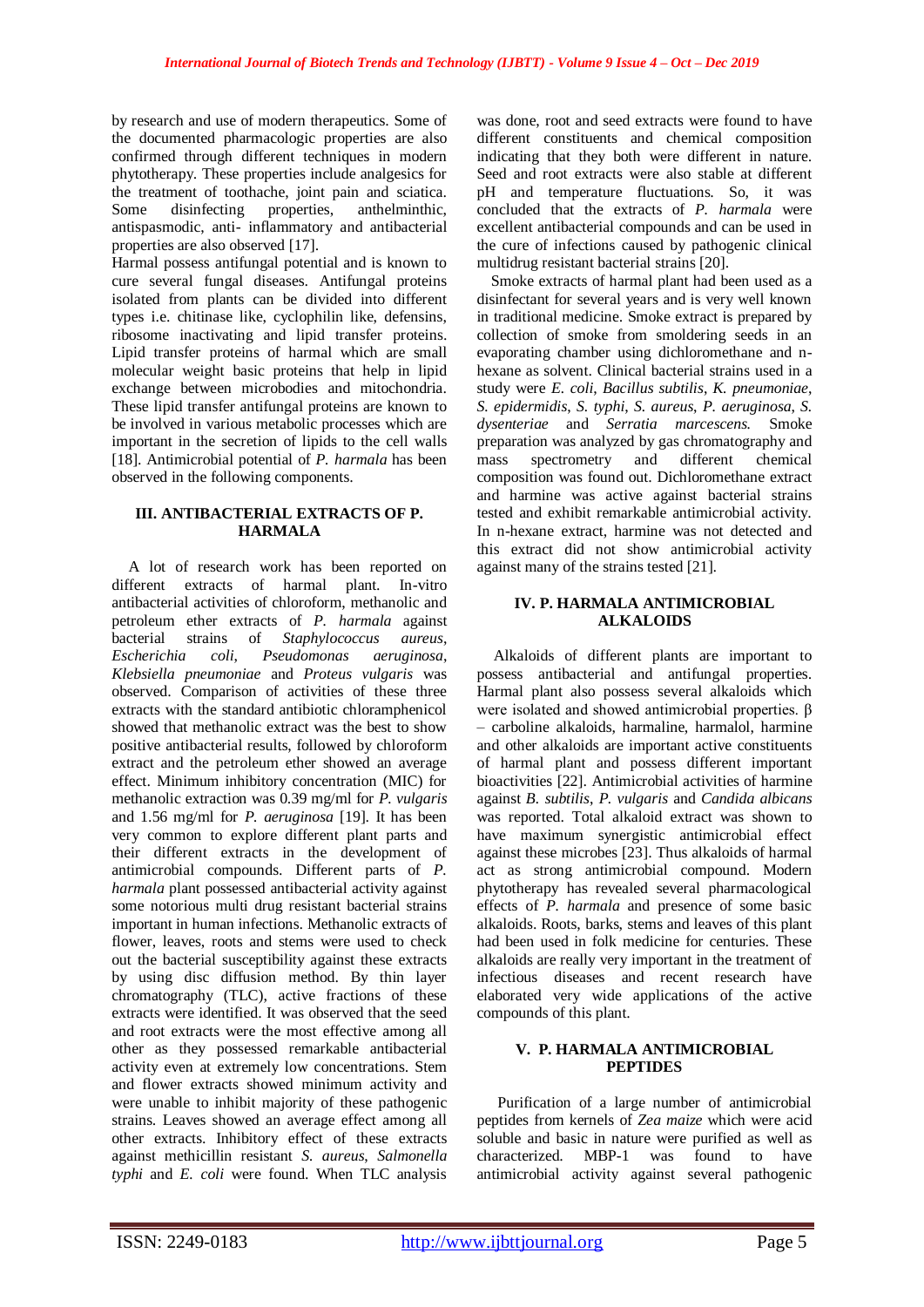by research and use of modern therapeutics. Some of the documented pharmacologic properties are also confirmed through different techniques in modern phytotherapy. These properties include analgesics for the treatment of toothache, joint pain and sciatica. Some disinfecting properties, anthelminthic, antispasmodic, anti- inflammatory and antibacterial properties are also observed [17].

Harmal possess antifungal potential and is known to cure several fungal diseases. Antifungal proteins isolated from plants can be divided into different types i.e. chitinase like, cyclophilin like, defensins, ribosome inactivating and lipid transfer proteins. Lipid transfer proteins of harmal which are small molecular weight basic proteins that help in lipid exchange between microbodies and mitochondria. These lipid transfer antifungal proteins are known to be involved in various metabolic processes which are important in the secretion of lipids to the cell walls [18]. Antimicrobial potential of *P. harmala* has been observed in the following components.

## III. ANTIBACTERIAL EXTRACTS OF P. HARMALA

A lot of research work has been reported on different extracts of harmal plant. In-vitro antibacterial activities of chloroform, methanolic and petroleum ether extracts of *P. harmala* against bacterial strains of *Staphylococcus aureus*, *Escherichia coli*, *Pseudomonas aeruginosa*, *Klebsiella pneumoniae* and *Proteus vulgaris* was observed. Comparison of activities of these three extracts with the standard antibiotic chloramphenicol showed that methanolic extract was the best to show positive antibacterial results, followed by chloroform extract and the petroleum ether showed an average effect. Minimum inhibitory concentration (MIC) for methanolic extraction was 0.39 mg/ml for *P. vulgaris* and 1.56 mg/ml for *P. aeruginosa* [19]. It has been very common to explore different plant parts and their different extracts in the development of antimicrobial compounds. Different parts of *P. harmala* plant possessed antibacterial activity against some notorious multi drug resistant bacterial strains important in human infections. Methanolic extracts of flower, leaves, roots and stems were used to check out the bacterial susceptibility against these extracts by using disc diffusion method. By thin layer chromatography (TLC), active fractions of these extracts were identified. It was observed that the seed and root extracts were the most effective among all other as they possessed remarkable antibacterial activity even at extremely low concentrations. Stem and flower extracts showed minimum activity and were unable to inhibit majority of these pathogenic strains. Leaves showed an average effect among all other extracts. Inhibitory effect of these extracts against methicillin resistant *S. aureus*, *Salmonella typhi* and *E. coli* were found. When TLC analysis was done, root and seed extracts were found to have different constituents and chemical composition indicating that they both were different in nature. Seed and root extracts were also stable at different pH and temperature fluctuations. So, it was concluded that the extracts of *P. harmala* were excellent antibacterial compounds and can be used in the cure of infections caused by pathogenic clinical multidrug resistant bacterial strains [20].

Smoke extracts of harmal plant had been used as a disinfectant for several years and is very well known in traditional medicine. Smoke extract is prepared by collection of smoke from smoldering seeds in an evaporating chamber using dichloromethane and n-hexane as solvent. Clinical bacterial strains used in a study were *E. coli*, *Bacillus subtilis*, *K. pneumoniae*, *S. epidermidis*, *S. typhi*, *S. aureus*, *P. aeruginosa*, *S. dysenteriae* and *Serratia marcescens*. Smoke preparation was analyzed by gas chromatography and mass spectrometry and different chemical composition was found out. Dichloromethane extract and harmine was active against bacterial strains tested and exhibit remarkable antimicrobial activity. In n-hexane extract, harmine was not detected and this extract did not show antimicrobial activity against many of the strains tested [21].

## IV. P. HARMALA ANTIMICROBIAL ALKALOIDS

Alkaloids of different plants are important to possess antibacterial and antifungal properties. Harmal plant also possess several alkaloids which were isolated and showed antimicrobial properties. β – carboline alkaloids, harmaline, harmalol, harmine and other alkaloids are important active constituents of harmal plant and possess different important bioactivities [22]. Antimicrobial activities of harmine against *B. subtilis*, *P. vulgaris* and *Candida albicans* was reported. Total alkaloid extract was shown to have maximum synergistic antimicrobial effect against these microbes [23]. Thus alkaloids of harmal act as strong antimicrobial compound. Modern phytotherapy has revealed several pharmacological effects of *P. harmala* and presence of some basic alkaloids. Roots, barks, stems and leaves of this plant had been used in folk medicine for centuries. These alkaloids are really very important in the treatment of infectious diseases and recent research have elaborated very wide applications of the active compounds of this plant.

## V. P. HARMALA ANTIMICROBIAL PEPTIDES

Purification of a large number of antimicrobial peptides from kernels of *Zea maize* which were acid soluble and basic in nature were purified as well as characterized. MBP-1 was found to have antimicrobial activity against several pathogenic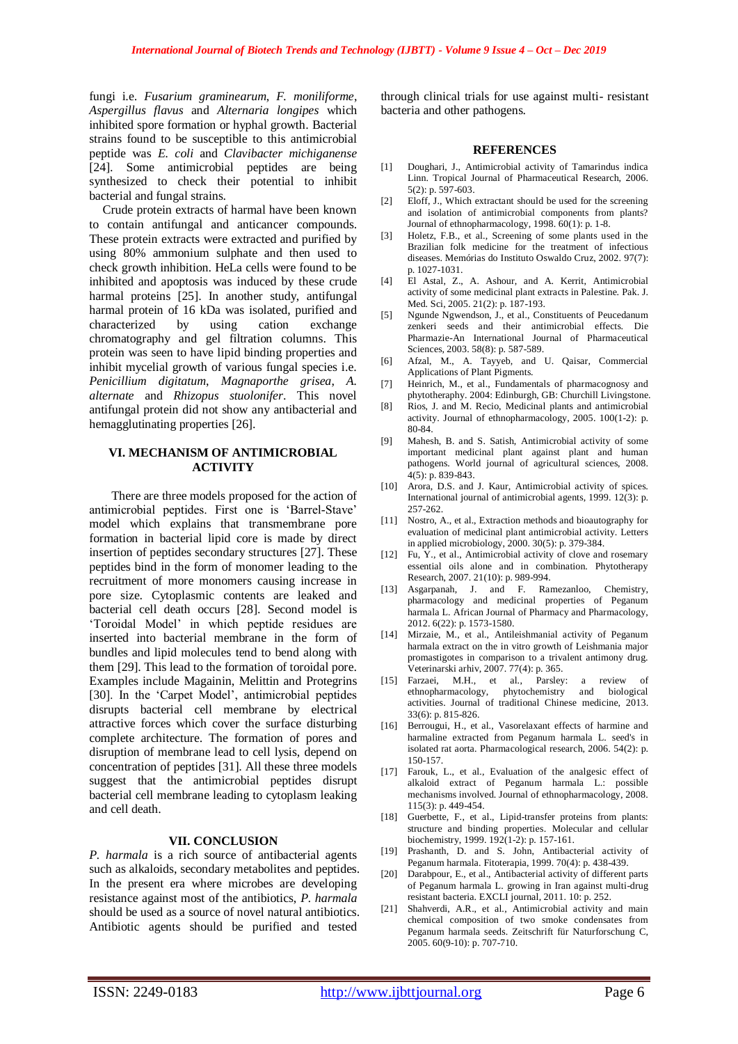fungi i.e. *Fusarium graminearum*, *F. moniliforme*, *Aspergillus flavus* and *Alternaria longipes* which inhibited spore formation or hyphal growth. Bacterial strains found to be susceptible to this antimicrobial peptide was *E. coli* and *Clavibacter michiganense* [24]. Some antimicrobial peptides are being synthesized to check their potential to inhibit bacterial and fungal strains.

Crude protein extracts of harmal have been known to contain antifungal and anticancer compounds. These protein extracts were extracted and purified by using 80% ammonium sulphate and then used to check growth inhibition. HeLa cells were found to be inhibited and apoptosis was induced by these crude harmal proteins [25]. In another study, antifungal harmal protein of 16 kDa was isolated, purified and characterized by using cation exchange chromatography and gel filtration columns. This protein was seen to have lipid binding properties and inhibit mycelial growth of various fungal species i.e. *Penicillium digitatum*, *Magnaporthe grisea*, *A. alternate* and *Rhizopus stuolonifer*. This novel antifungal protein did not show any antibacterial and hemagglutinating properties [26].

## VI. MECHANISM OF ANTIMICROBIAL ACTIVITY

There are three models proposed for the action of antimicrobial peptides. First one is 'Barrel-Stave' model which explains that transmembrane pore formation in bacterial lipid core is made by direct insertion of peptides secondary structures [27]. These peptides bind in the form of monomer leading to the recruitment of more monomers causing increase in pore size. Cytoplasmic contents are leaked and bacterial cell death occurs [28]. Second model is 'Toroidal Model' in which peptide residues are inserted into bacterial membrane in the form of bundles and lipid molecules tend to bend along with them [29]. This lead to the formation of toroidal pore. Examples include Magainin, Melittin and Protegrins [30]. In the 'Carpet Model', antimicrobial peptides disrupts bacterial cell membrane by electrical attractive forces which cover the surface disturbing complete architecture. The formation of pores and disruption of membrane lead to cell lysis, depend on concentration of peptides [31]. All these three models suggest that the antimicrobial peptides disrupt bacterial cell membrane leading to cytoplasm leaking and cell death.

## VII. CONCLUSION

*P. harmala* is a rich source of antibacterial agents such as alkaloids, secondary metabolites and peptides. In the present era where microbes are developing resistance against most of the antibiotics, *P. harmala* should be used as a source of novel natural antibiotics. Antibiotic agents should be purified and tested through clinical trials for use against multi- resistant bacteria and other pathogens.

## REFERENCES

[1] Doughari, J., Antimicrobial activity of Tamarindus indica Linn. Tropical Journal of Pharmaceutical Research, 2006. 5(2): p. 597-603.

[2] Eloff, J., Which extractant should be used for the screening and isolation of antimicrobial components from plants? Journal of ethnopharmacology, 1998. 60(1): p. 1-8.

[3] Holetz, F.B., et al., Screening of some plants used in the Brazilian folk medicine for the treatment of infectious diseases. Memórias do Instituto Oswaldo Cruz, 2002. 97(7): p. 1027-1031.

[4] El Astal, Z., A. Ashour, and A. Kerrit, Antimicrobial activity of some medicinal plant extracts in Palestine. Pak. J. Med. Sci, 2005. 21(2): p. 187-193.

[5] Ngunde Ngwendson, J., et al., Constituents of Peucedanum zenkeri seeds and their antimicrobial effects. Die Pharmazie-An International Journal of Pharmaceutical Sciences, 2003. 58(8): p. 587-589.

[6] Afzal, M., A. Tayyeb, and U. Qaisar, Commercial Applications of Plant Pigments.

[7] Heinrich, M., et al., Fundamentals of pharmacognosy and phytotheraphy. 2004: Edinburgh, GB: Churchill Livingstone.

[8] Rios, J. and M. Recio, Medicinal plants and antimicrobial activity. Journal of ethnopharmacology, 2005. 100(1-2): p. 80-84.

[9] Mahesh, B. and S. Satish, Antimicrobial activity of some important medicinal plant against plant and human pathogens. World journal of agricultural sciences, 2008. 4(5): p. 839-843.

[10] Arora, D.S. and J. Kaur, Antimicrobial activity of spices. International journal of antimicrobial agents, 1999. 12(3): p. 257-262.

[11] Nostro, A., et al., Extraction methods and bioautography for evaluation of medicinal plant antimicrobial activity. Letters in applied microbiology, 2000. 30(5): p. 379-384.

[12] Fu, Y., et al., Antimicrobial activity of clove and rosemary essential oils alone and in combination. Phytotherapy Research, 2007. 21(10): p. 989-994.

[13] Asgarpanah, J. and F. Ramezanloo, Chemistry, pharmacology and medicinal properties of Peganum harmala L. African Journal of Pharmacy and Pharmacology, 2012. 6(22): p. 1573-1580.

[14] Mirzaie, M., et al., Antileishmanial activity of Peganum harmala extract on the in vitro growth of Leishmania major promastigotes in comparison to a trivalent antimony drug. Veterinarski arhiv, 2007. 77(4): p. 365.

[15] Farzaei, M.H., et al., Parsley: a review of ethnopharmacology, phytochemistry and biological activities. Journal of traditional Chinese medicine, 2013. 33(6): p. 815-826.

[16] Berrougui, H., et al., Vasorelaxant effects of harmine and harmaline extracted from Peganum harmala L. seed's in isolated rat aorta. Pharmacological research, 2006. 54(2): p. 150-157.

[17] Farouk, L., et al., Evaluation of the analgesic effect of alkaloid extract of Peganum harmala L.: possible mechanisms involved. Journal of ethnopharmacology, 2008. 115(3): p. 449-454.

[18] Guerbette, F., et al., Lipid-transfer proteins from plants: structure and binding properties. Molecular and cellular biochemistry, 1999. 192(1-2): p. 157-161.

[19] Prashanth, D. and S. John, Antibacterial activity of Peganum harmala. Fitoterapia, 1999. 70(4): p. 438-439.

[20] Darabpour, E., et al., Antibacterial activity of different parts of Peganum harmala L. growing in Iran against multi-drug resistant bacteria. EXCLI journal, 2011. 10: p. 252.

[21] Shahverdi, A.R., et al., Antimicrobial activity and main chemical composition of two smoke condensates from Peganum harmala seeds. Zeitschrift für Naturforschung C, 2005. 60(9-10): p. 707-710.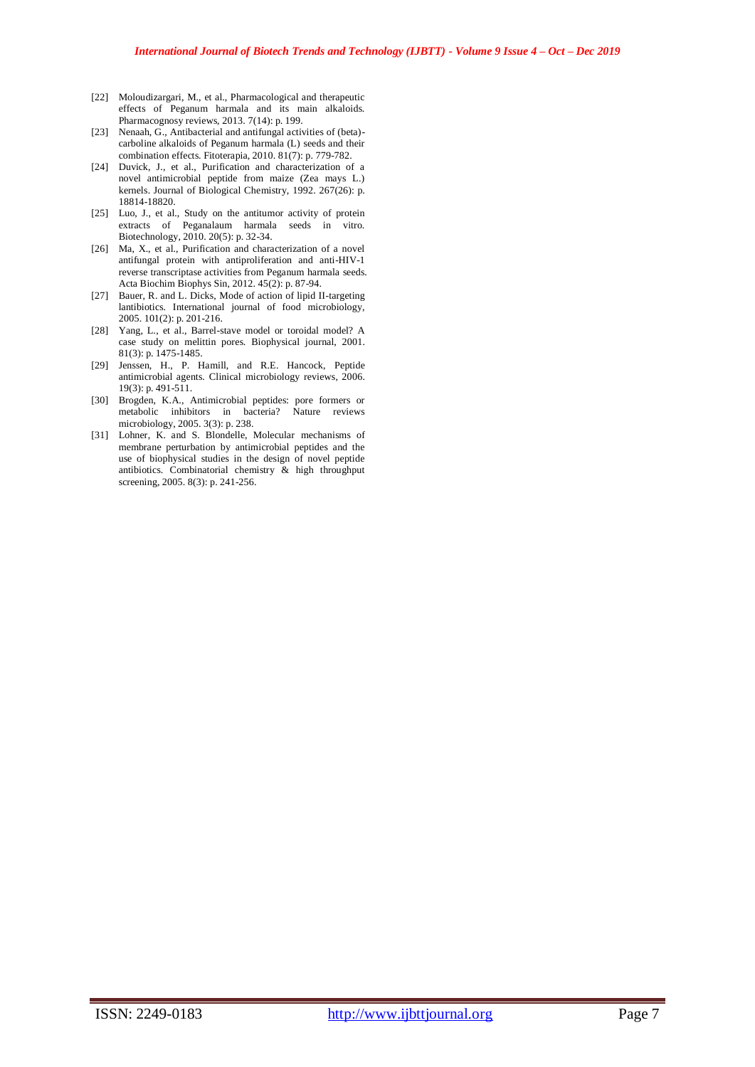[22] Moloudizargari, M., et al., Pharmacological and therapeutic effects of Peganum harmala and its main alkaloids. Pharmacognosy reviews, 2013. 7(14): p. 199.

[23] Nenaah, G., Antibacterial and antifungal activities of (beta)-carboline alkaloids of Peganum harmala (L) seeds and their combination effects. Fitoterapia, 2010. 81(7): p. 779-782.

[24] Duvick, J., et al., Purification and characterization of a novel antimicrobial peptide from maize (Zea mays L.) kernels. Journal of Biological Chemistry, 1992. 267(26): p. 18814-18820.

[25] Luo, J., et al., Study on the antitumor activity of protein extracts of Peganalaum harmala seeds in vitro. Biotechnology, 2010. 20(5): p. 32-34.

[26] Ma, X., et al., Purification and characterization of a novel antifungal protein with antiproliferation and anti-HIV-1 reverse transcriptase activities from Peganum harmala seeds. Acta Biochim Biophys Sin, 2012. 45(2): p. 87-94.

[27] Bauer, R. and L. Dicks, Mode of action of lipid II-targeting lantibiotics. International journal of food microbiology, 2005. 101(2): p. 201-216.

[28] Yang, L., et al., Barrel-stave model or toroidal model? A case study on melittin pores. Biophysical journal, 2001. 81(3): p. 1475-1485.

[29] Jenssen, H., P. Hamill, and R.E. Hancock, Peptide antimicrobial agents. Clinical microbiology reviews, 2006. 19(3): p. 491-511.

[30] Brogden, K.A., Antimicrobial peptides: pore formers or metabolic inhibitors in bacteria? Nature reviews microbiology, 2005. 3(3): p. 238.

[31] Lohner, K. and S. Blondelle, Molecular mechanisms of membrane perturbation by antimicrobial peptides and the use of biophysical studies in the design of novel peptide antibiotics. Combinatorial chemistry & high throughput screening, 2005. 8(3): p. 241-256.